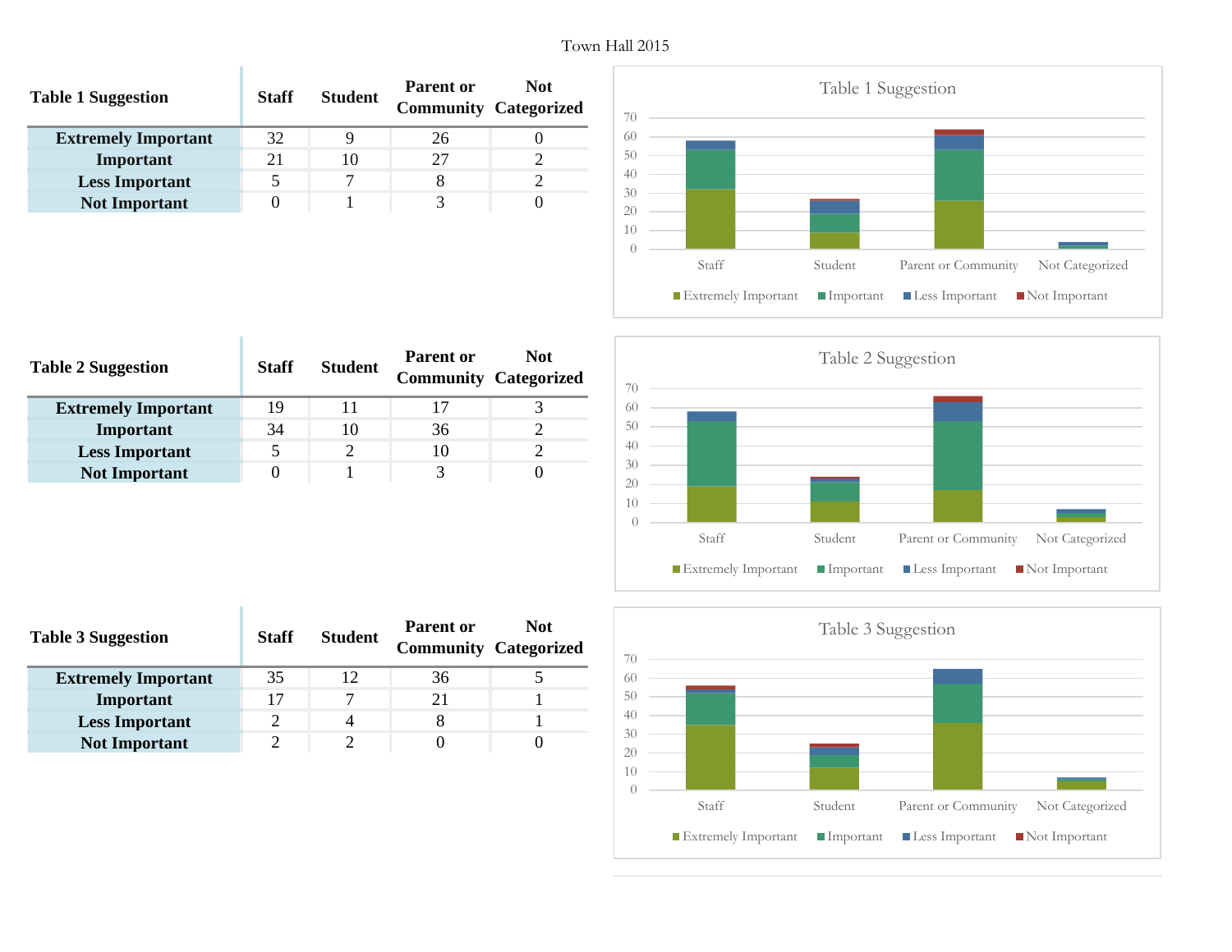# Town Hall 2015

| Table 1 Suggestion | Staff | Student | Parent or Community | Not Categorized |
|---|---|---|---|---|
| **Extremely Important** | 32 | 9 | 26 | 0 |
| **Important** | 21 | 10 | 27 | 2 |
| **Less Important** | 5 | 7 | 8 | 2 |
| **Not Important** | 0 | 1 | 3 | 0 |

Table 1 Suggestion

| Table 2 Suggestion | Staff | Student | Parent or Community | Not Categorized |
|---|---|---|---|---|
| **Extremely Important** | 19 | 11 | 17 | 3 |
| **Important** | 34 | 10 | 36 | 2 |
| **Less Important** | 5 | 2 | 10 | 2 |
| **Not Important** | 0 | 1 | 3 | 0 |

Table 2 Suggestion

| Table 3 Suggestion | Staff | Student | Parent or Community | Not Categorized |
|---|---|---|---|---|
| **Extremely Important** | 35 | 12 | 36 | 5 |
| **Important** | 17 | 7 | 21 | 1 |
| **Less Important** | 2 | 4 | 8 | 1 |
| **Not Important** | 2 | 2 | 0 | 0 |

Table 3 Suggestion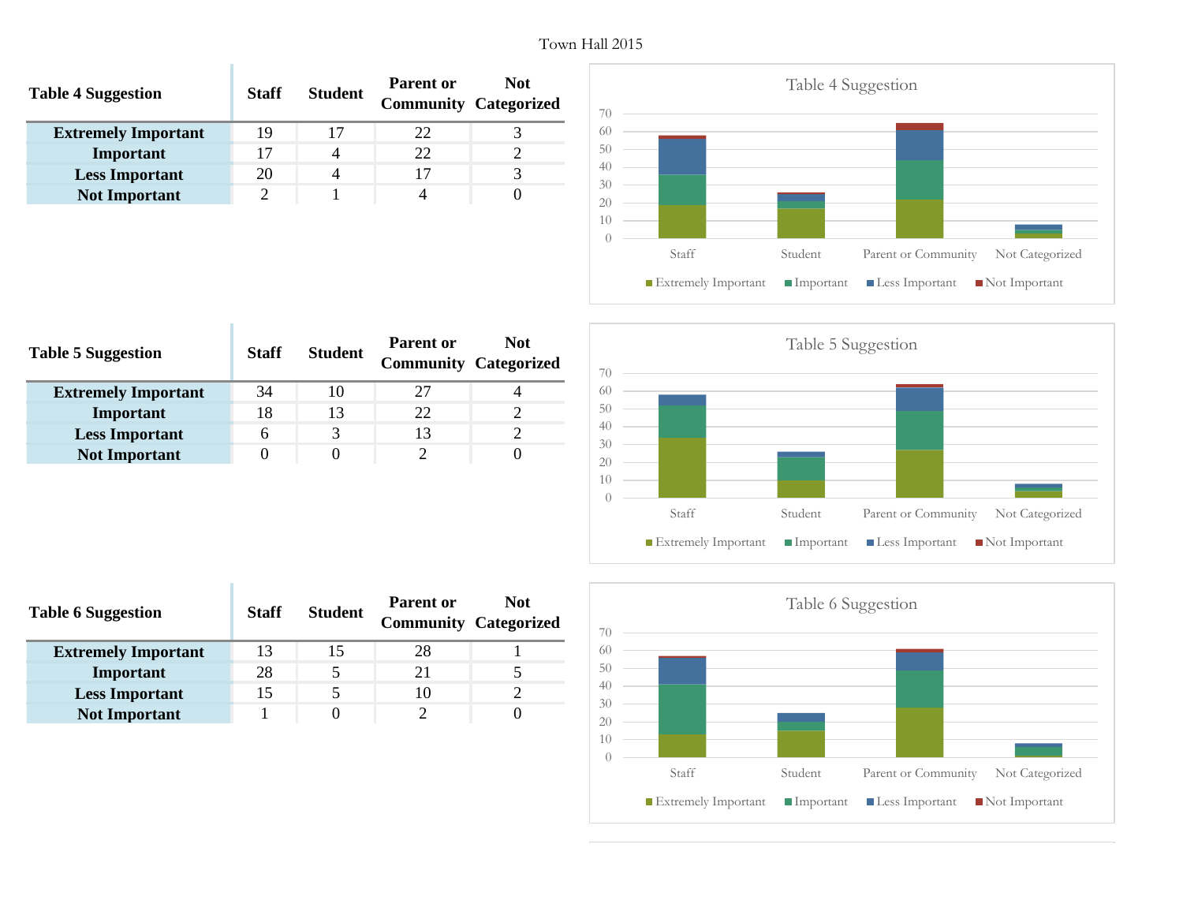| Table 4 Suggestion | Staff | Student | Parent or Community | Not Categorized |
|---|---|---|---|---|
| Extremely Important | 19 | 17 | 22 | 3 |
| Important | 17 | 4 | 22 | 2 |
| Less Important | 20 | 4 | 17 | 3 |
| Not Important | 2 | 1 | 4 | 0 |

| Table 5 Suggestion | Staff | Student | Parent or Community | Not Categorized |
|---|---|---|---|---|
| Extremely Important | 34 | 10 | 27 | 4 |
| Important | 18 | 13 | 22 | 2 |
| Less Important | 6 | 3 | 13 | 2 |
| Not Important | 0 | 0 | 2 | 0 |

| Table 6 Suggestion | Staff | Student | Parent or Community | Not Categorized |
|---|---|---|---|---|
| Extremely Important | 13 | 15 | 28 | 1 |
| Important | 28 | 5 | 21 | 5 |
| Less Important | 15 | 5 | 10 | 2 |
| Not Important | 1 | 0 | 2 | 0 |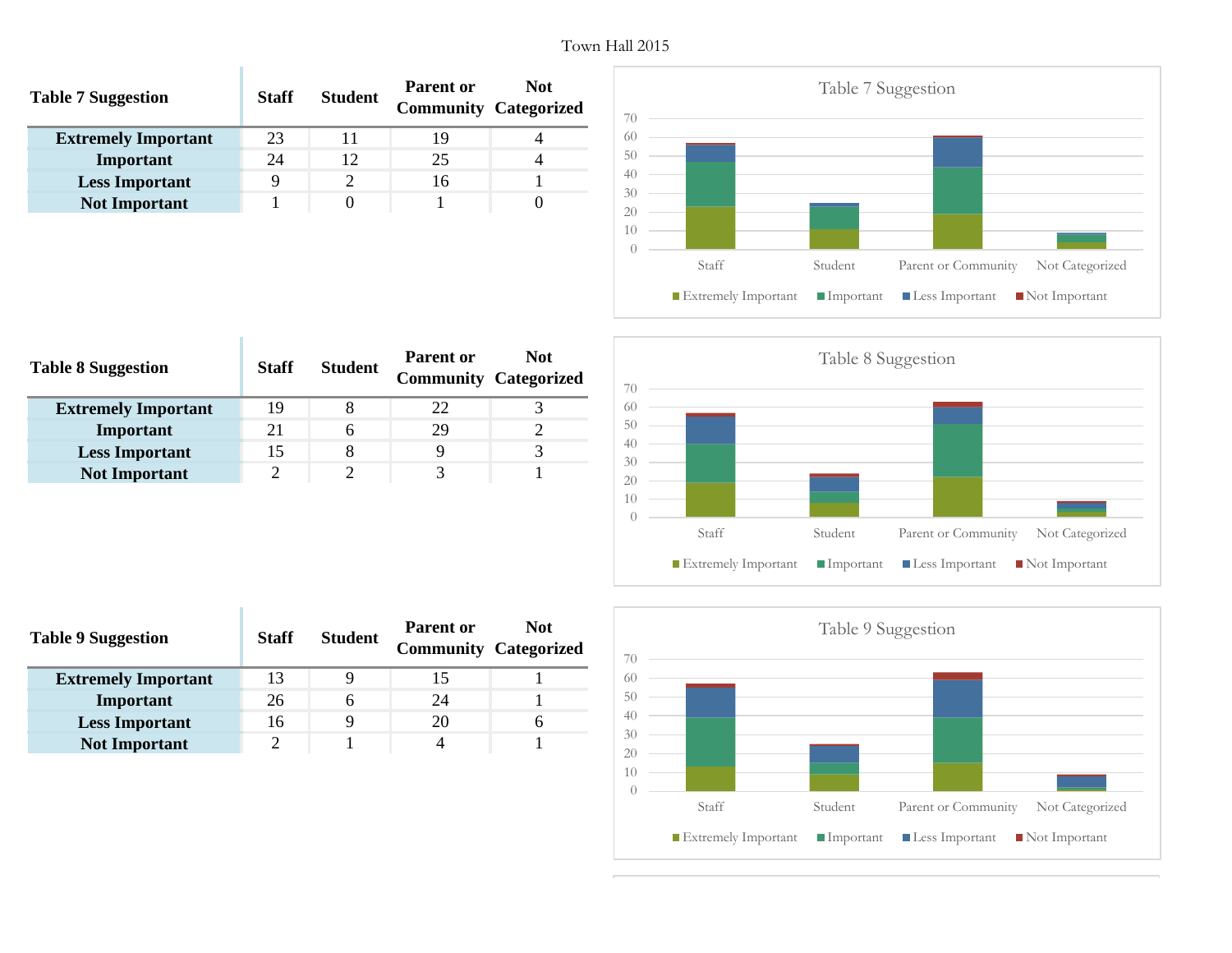| Table 7 Suggestion | Staff | Student | Parent or Community | Not Categorized |
|---|---|---|---|---|
| **Extremely Important** | 23 | 11 | 19 | 4 |
| **Important** | 24 | 12 | 25 | 4 |
| **Less Important** | 9 | 2 | 16 | 1 |
| **Not Important** | 1 | 0 | 1 | 0 |

Table 7 Suggestion

| Table 8 Suggestion | Staff | Student | Parent or Community | Not Categorized |
|---|---|---|---|---|
| **Extremely Important** | 19 | 8 | 22 | 3 |
| **Important** | 21 | 6 | 29 | 2 |
| **Less Important** | 15 | 8 | 9 | 3 |
| **Not Important** | 2 | 2 | 3 | 1 |

Table 8 Suggestion

| Table 9 Suggestion | Staff | Student | Parent or Community | Not Categorized |
|---|---|---|---|---|
| **Extremely Important** | 13 | 9 | 15 | 1 |
| **Important** | 26 | 6 | 24 | 1 |
| **Less Important** | 16 | 9 | 20 | 6 |
| **Not Important** | 2 | 1 | 4 | 1 |

Table 9 Suggestion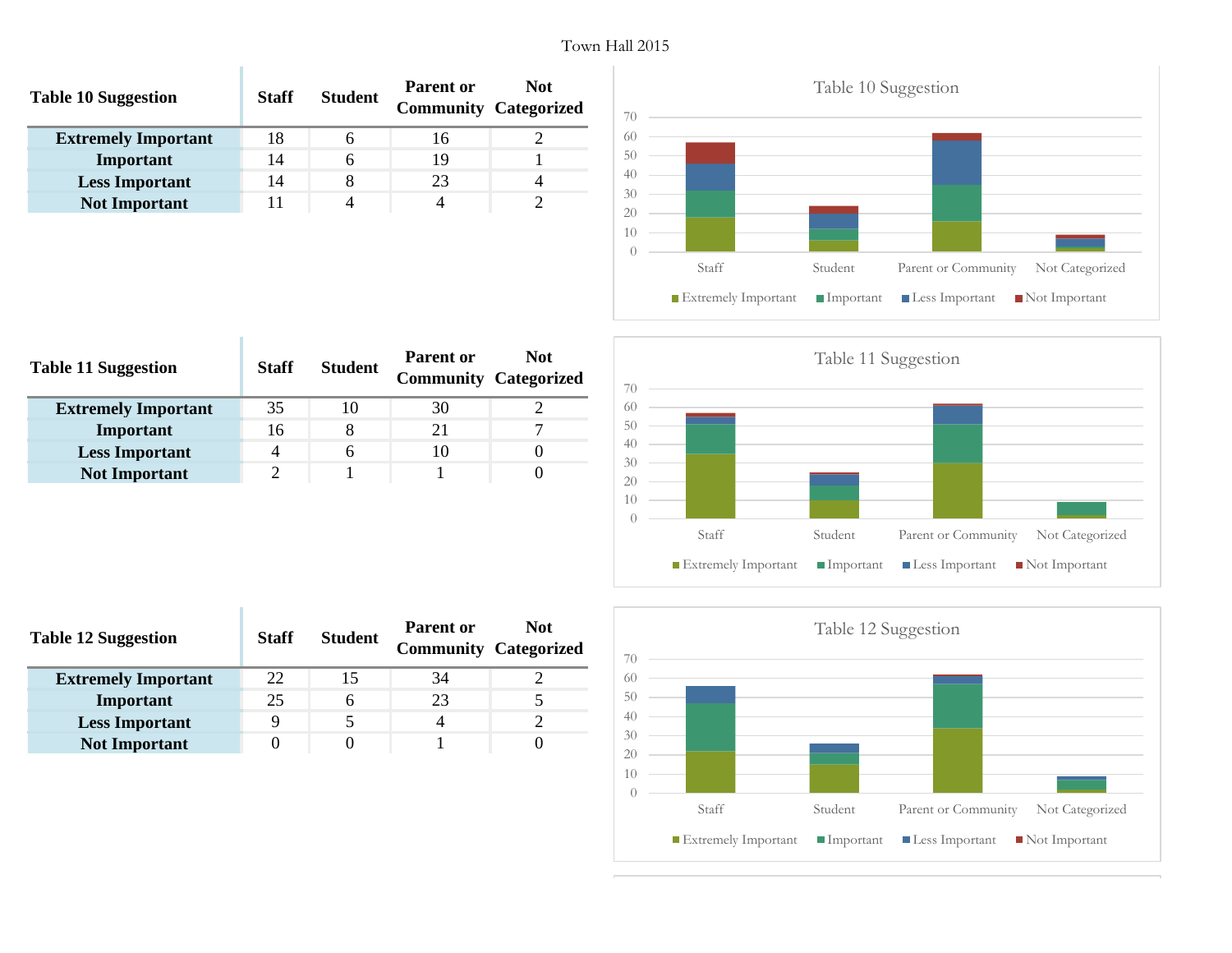| Table 10 Suggestion | Staff | Student | Parent or Community | Not Categorized |
|---|---|---|---|---|
| Extremely Important | 18 | 6 | 16 | 2 |
| Important | 14 | 6 | 19 | 1 |
| Less Important | 14 | 8 | 23 | 4 |
| Not Important | 11 | 4 | 4 | 2 |

| Table 11 Suggestion | Staff | Student | Parent or Community | Not Categorized |
|---|---|---|---|---|
| Extremely Important | 35 | 10 | 30 | 2 |
| Important | 16 | 8 | 21 | 7 |
| Less Important | 4 | 6 | 10 | 0 |
| Not Important | 2 | 1 | 1 | 0 |

| Table 12 Suggestion | Staff | Student | Parent or Community | Not Categorized |
|---|---|---|---|---|
| Extremely Important | 22 | 15 | 34 | 2 |
| Important | 25 | 6 | 23 | 5 |
| Less Important | 9 | 5 | 4 | 2 |
| Not Important | 0 | 0 | 1 | 0 |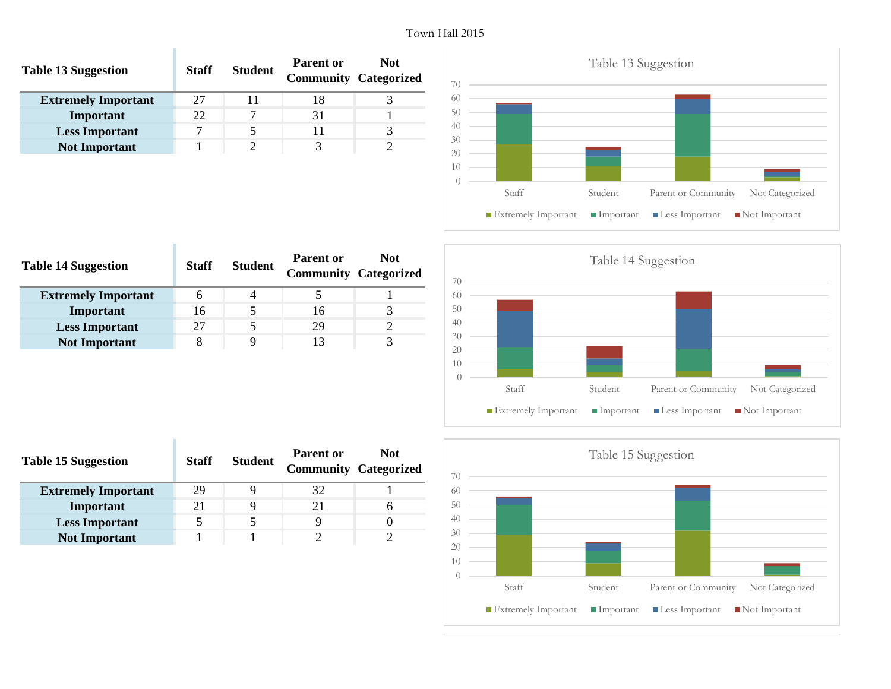| Table 13 Suggestion | Staff | Student | Parent or Community | Not Categorized |
|---|---|---|---|---|
| **Extremely Important** | 27 | 11 | 18 | 3 |
| **Important** | 22 | 7 | 31 | 1 |
| **Less Important** | 7 | 5 | 11 | 3 |
| **Not Important** | 1 | 2 | 3 | 2 |

Table 13 Suggestion

| Table 14 Suggestion | Staff | Student | Parent or Community | Not Categorized |
|---|---|---|---|---|
| **Extremely Important** | 6 | 4 | 5 | 1 |
| **Important** | 16 | 5 | 16 | 3 |
| **Less Important** | 27 | 5 | 29 | 2 |
| **Not Important** | 8 | 9 | 13 | 3 |

Table 14 Suggestion

| Table 15 Suggestion | Staff | Student | Parent or Community | Not Categorized |
|---|---|---|---|---|
| **Extremely Important** | 29 | 9 | 32 | 1 |
| **Important** | 21 | 9 | 21 | 6 |
| **Less Important** | 5 | 5 | 9 | 0 |
| **Not Important** | 1 | 1 | 2 | 2 |

Table 15 Suggestion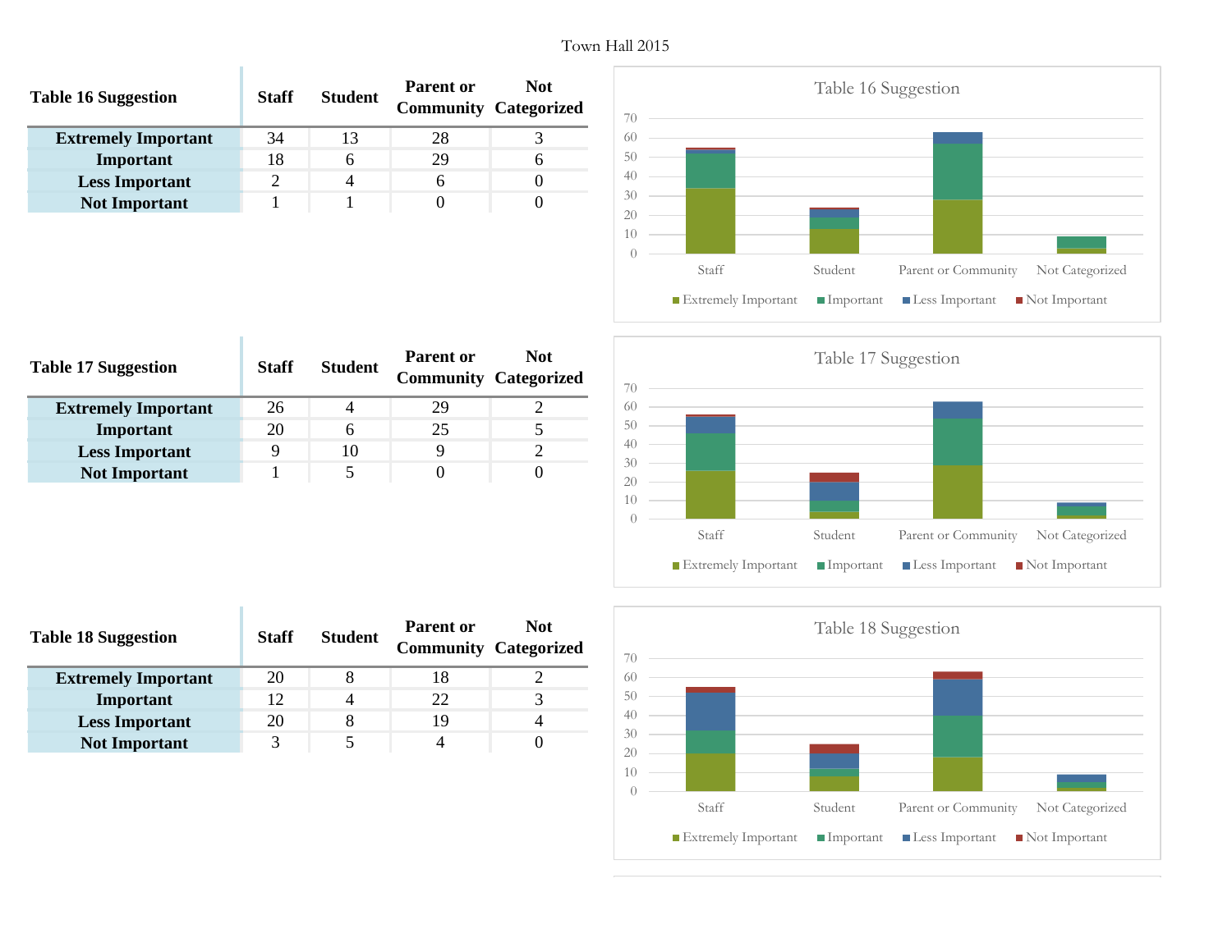| Table 16 Suggestion | Staff | Student | Parent or Community | Not Categorized |
|---|---|---|---|---|
| Extremely Important | 34 | 13 | 28 | 3 |
| Important | 18 | 6 | 29 | 6 |
| Less Important | 2 | 4 | 6 | 0 |
| Not Important | 1 | 1 | 0 | 0 |

| Table 17 Suggestion | Staff | Student | Parent or Community | Not Categorized |
|---|---|---|---|---|
| Extremely Important | 26 | 4 | 29 | 2 |
| Important | 20 | 6 | 25 | 5 |
| Less Important | 9 | 10 | 9 | 2 |
| Not Important | 1 | 5 | 0 | 0 |

| Table 18 Suggestion | Staff | Student | Parent or Community | Not Categorized |
|---|---|---|---|---|
| Extremely Important | 20 | 8 | 18 | 2 |
| Important | 12 | 4 | 22 | 3 |
| Less Important | 20 | 8 | 19 | 4 |
| Not Important | 3 | 5 | 4 | 0 |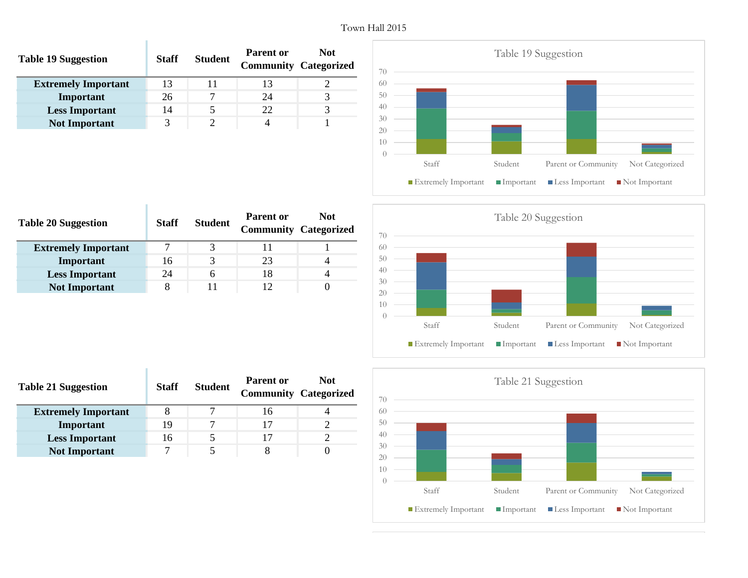| Table 19 Suggestion | Staff | Student | Parent or Community | Not Categorized |
|---|---|---|---|---|
| Extremely Important | 13 | 11 | 13 | 2 |
| Important | 26 | 7 | 24 | 3 |
| Less Important | 14 | 5 | 22 | 3 |
| Not Important | 3 | 2 | 4 | 1 |

Table 19 Suggestion

| Table 20 Suggestion | Staff | Student | Parent or Community | Not Categorized |
|---|---|---|---|---|
| Extremely Important | 7 | 3 | 11 | 1 |
| Important | 16 | 3 | 23 | 4 |
| Less Important | 24 | 6 | 18 | 4 |
| Not Important | 8 | 11 | 12 | 0 |

Table 20 Suggestion

| Table 21 Suggestion | Staff | Student | Parent or Community | Not Categorized |
|---|---|---|---|---|
| Extremely Important | 8 | 7 | 16 | 4 |
| Important | 19 | 7 | 17 | 2 |
| Less Important | 16 | 5 | 17 | 2 |
| Not Important | 7 | 5 | 8 | 0 |

Table 21 Suggestion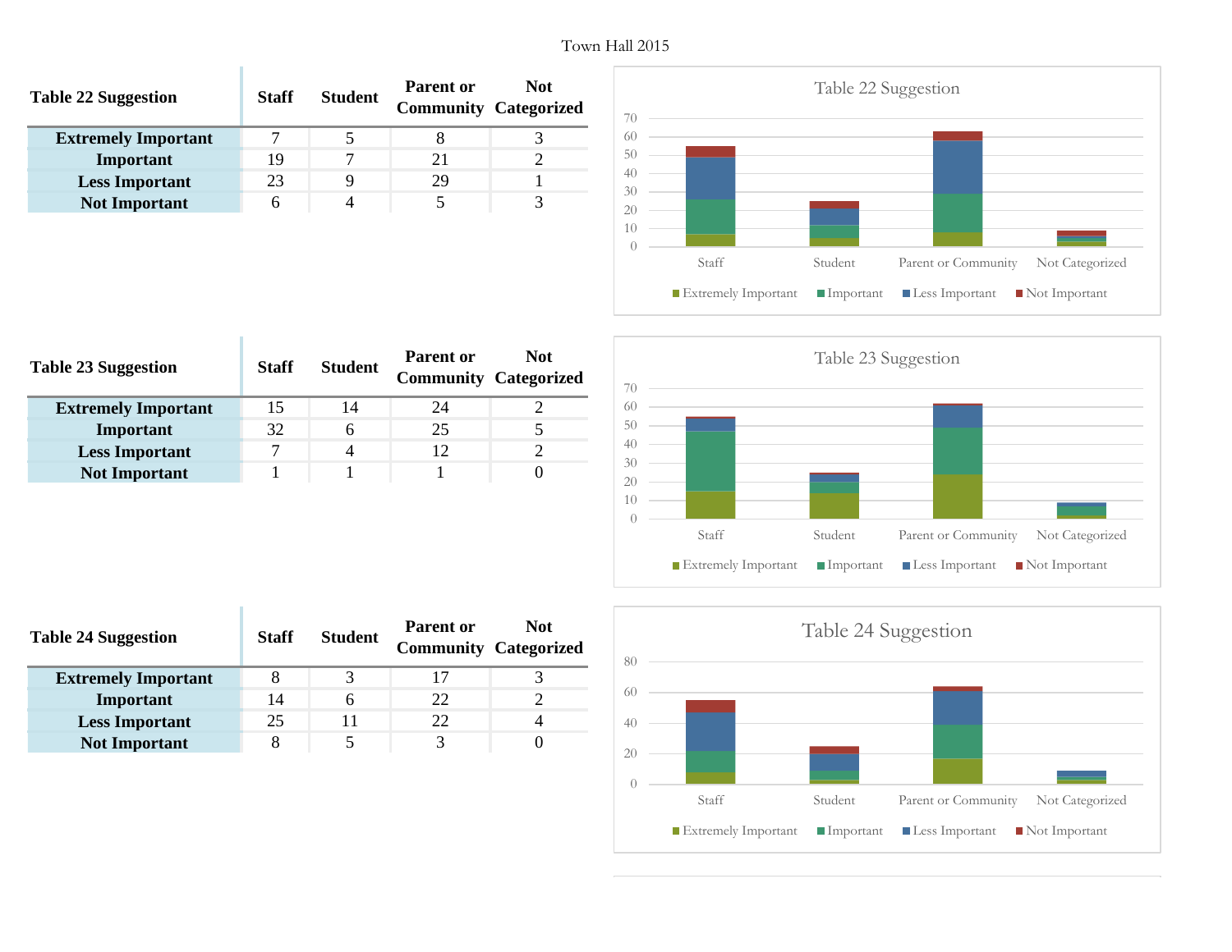Town Hall 2015

| Table 22 Suggestion | Staff | Student | Parent or Community | Not Categorized |
|---|---|---|---|---|
| **Extremely Important** | 7 | 5 | 8 | 3 |
| **Important** | 19 | 7 | 21 | 2 |
| **Less Important** | 23 | 9 | 29 | 1 |
| **Not Important** | 6 | 4 | 5 | 3 |

Table 22 Suggestion

| Table 23 Suggestion | Staff | Student | Parent or Community | Not Categorized |
|---|---|---|---|---|
| **Extremely Important** | 15 | 14 | 24 | 2 |
| **Important** | 32 | 6 | 25 | 5 |
| **Less Important** | 7 | 4 | 12 | 2 |
| **Not Important** | 1 | 1 | 1 | 0 |

Table 23 Suggestion

| Table 24 Suggestion | Staff | Student | Parent or Community | Not Categorized |
|---|---|---|---|---|
| **Extremely Important** | 8 | 3 | 17 | 3 |
| **Important** | 14 | 6 | 22 | 2 |
| **Less Important** | 25 | 11 | 22 | 4 |
| **Not Important** | 8 | 5 | 3 | 0 |

Table 24 Suggestion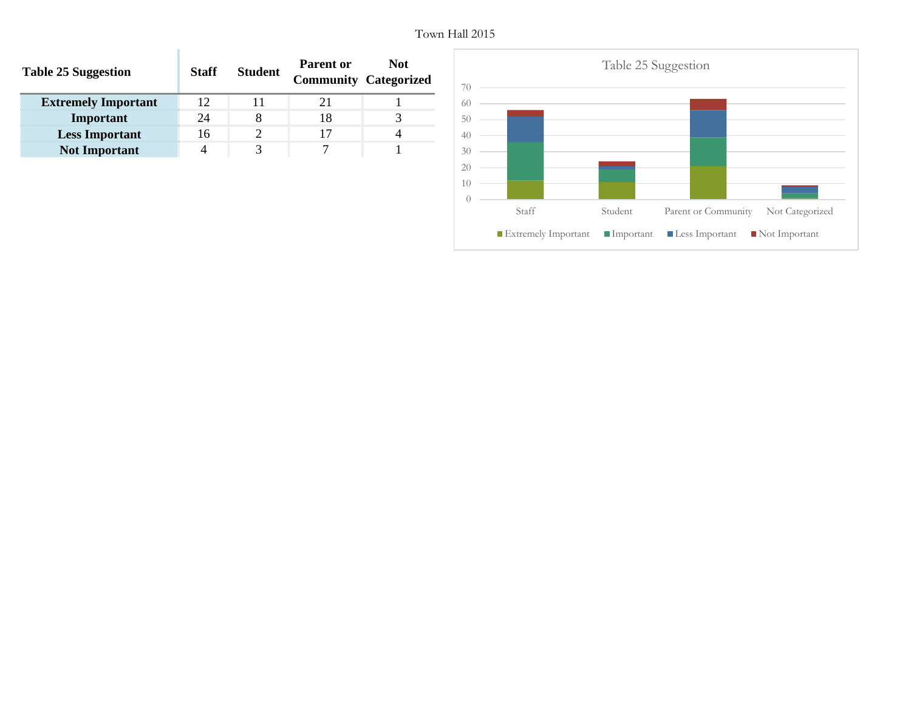Town Hall 2015

| Table 25 Suggestion | Staff | Student | Parent or Community | Not Categorized |
|---|---|---|---|---|
| **Extremely Important** | 12 | 11 | 21 | 1 |
| **Important** | 24 | 8 | 18 | 3 |
| **Less Important** | 16 | 2 | 17 | 4 |
| **Not Important** | 4 | 3 | 7 | 1 |

Table 25 Suggestion

70
60
50
40
30
20
10
0

Staff
Student
Parent or Community
Not Categorized

Extremely Important
Important
Less Important
Not Important